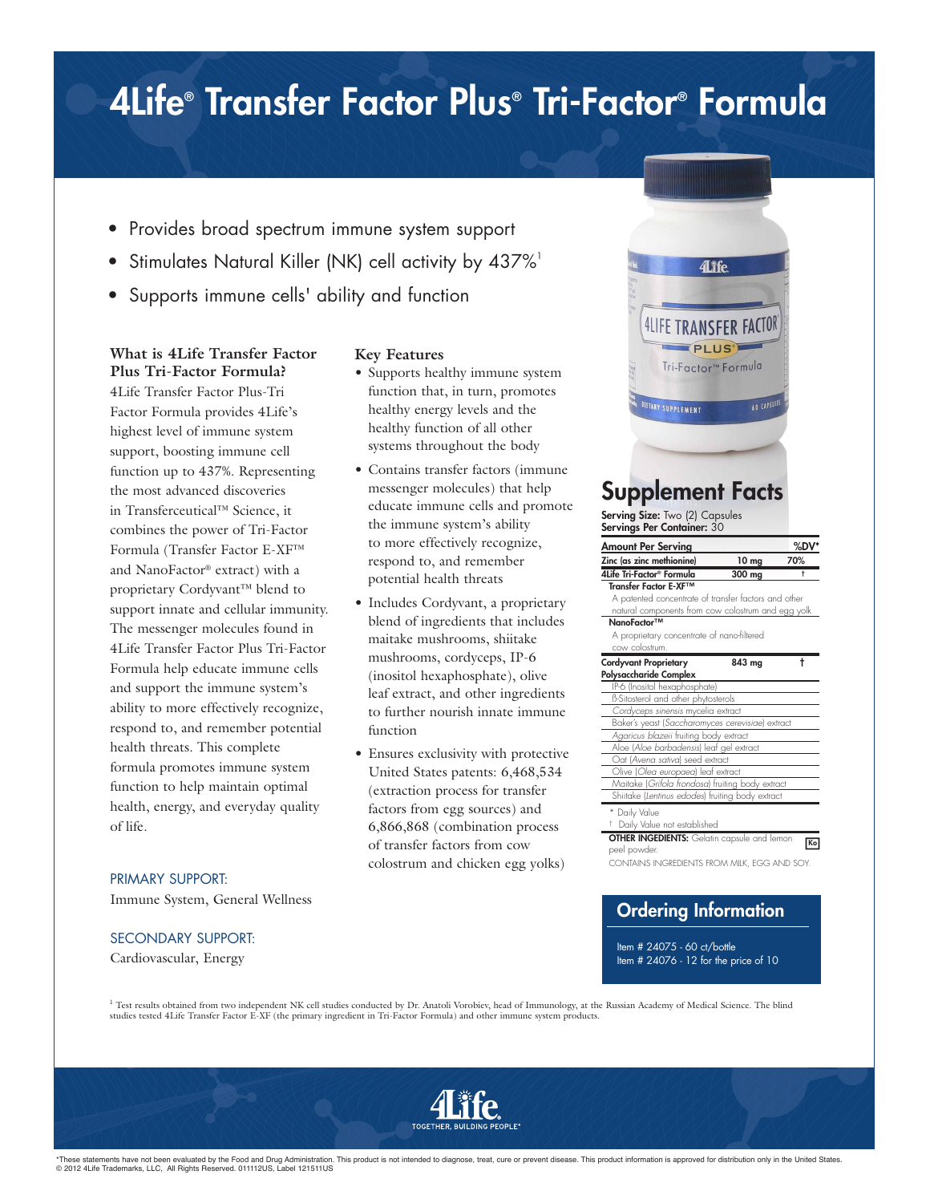# 4Life® Transfer Factor Plus® Tri-Factor® Formula

- Provides broad spectrum immune system support
- Stimulates Natural Killer (NK) cell activity by 437%[1]
- Supports immune cells' ability and function

### What is 4Life Transfer Factor Plus Tri-Factor Formula?

4Life Transfer Factor Plus-Tri Factor Formula provides 4Life's highest level of immune system support, boosting immune cell function up to 437%. Representing the most advanced discoveries in Transferceutical™ Science, it combines the power of Tri-Factor Formula (Transfer Factor E-XF™ and NanoFactor® extract) with a proprietary Cordyvant™ blend to support innate and cellular immunity. The messenger molecules found in 4Life Transfer Factor Plus Tri-Factor Formula help educate immune cells and support the immune system's ability to more effectively recognize, respond to, and remember potential health threats. This complete formula promotes immune system function to help maintain optimal health, energy, and everyday quality of life.

PRIMARY SUPPORT:
Immune System, General Wellness

SECONDARY SUPPORT:
Cardiovascular, Energy

### Key Features

- Supports healthy immune system function that, in turn, promotes healthy energy levels and the healthy function of all other systems throughout the body
- Contains transfer factors (immune messenger molecules) that help educate immune cells and promote the immune system's ability to more effectively recognize, respond to, and remember potential health threats
- Includes Cordyvant, a proprietary blend of ingredients that includes maitake mushrooms, shiitake mushrooms, cordyceps, IP-6 (inositol hexaphosphate), olive leaf extract, and other ingredients to further nourish innate immune function
- Ensures exclusivity with protective United States patents: 6,468,534 (extraction process for transfer factors from egg sources) and 6,866,868 (combination process of transfer factors from cow colostrum and chicken egg yolks)

## Supplement Facts

**Serving Size:** Two (2) Capsules
**Servings Per Container:** 30

| Amount Per Serving | | %DV* |
|---|---|---|
| Zinc (as zinc methionine) | 10 mg | 70% |
| 4Life Tri-Factor® Formula | 300 mg | † |
| Transfer Factor E-XF™ — A patented concentrate of transfer factors and other natural components from cow colostrum and egg yolk | | |
| NanoFactor™ — A proprietary concentrate of nano-filtered cow colostrum. | | |
| Cordyvant Proprietary Polysaccharide Complex | 843 mg | † |
| IP-6 (Inositol hexaphosphate) | | |
| ß-Sitosterol and other phytosterols | | |
| *Cordyceps sinensis* mycelia extract | | |
| Baker's yeast (*Saccharomyces cerevisiae*) extract | | |
| *Agaricus blazeii* fruiting body extract | | |
| Aloe (*Aloe barbadensis*) leaf gel extract | | |
| Oat (*Avena sativa*) seed extract | | |
| Olive (*Olea europaea*) leaf extract | | |
| Maitake (*Grifola frondosa*) fruiting body extract | | |
| Shiitake (*Lentinus edodes*) fruiting body extract | | |

\* Daily Value
† Daily Value not established

**OTHER INGREDIENTS:** Gelatin capsule and lemon peel powder.

CONTAINS INGREDIENTS FROM MILK, EGG AND SOY.

## Ordering Information

Item # 24075 - 60 ct/bottle
Item # 24076 - 12 for the price of 10

[1] Test results obtained from two independent NK cell studies conducted by Dr. Anatoli Vorobiev, head of Immunology, at the Russian Academy of Medical Science. The blind studies tested 4Life Transfer Factor E-XF (the primary ingredient in Tri-Factor Formula) and other immune system products.

4Life
TOGETHER, BUILDING PEOPLE®

*These statements have not been evaluated by the Food and Drug Administration. This product is not intended to diagnose, treat, cure or prevent disease. This product information is approved for distribution only in the United States.
© 2012 4Life Trademarks, LLC, All Rights Reserved. 011112US, Label 121511US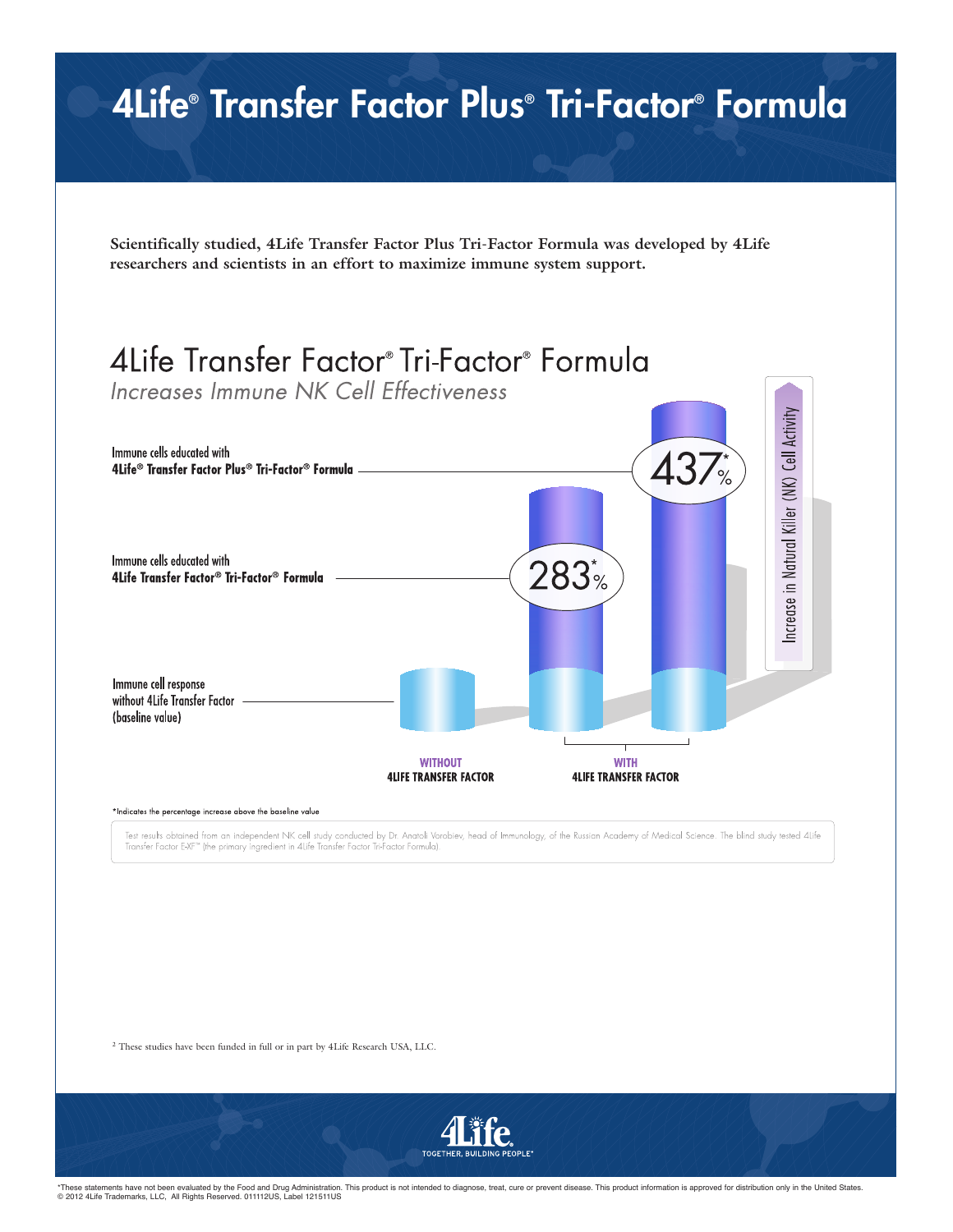# 4Life® Transfer Factor Plus® Tri-Factor® Formula

**Scientifically studied, 4Life Transfer Factor Plus Tri-Factor Formula was developed by 4Life researchers and scientists in an effort to maximize immune system support.**

## 4Life Transfer Factor® Tri-Factor® Formula

*Increases Immune NK Cell Effectiveness*

Immune cells educated with **4Life® Transfer Factor Plus® Tri-Factor® Formula**

437*%

Immune cells educated with **4Life Transfer Factor® Tri-Factor® Formula**

283*%

Immune cell response without 4Life Transfer Factor (baseline value)

Increase in Natural Killer (NK) Cell Activity

WITHOUT 4LIFE TRANSFER FACTOR

WITH 4LIFE TRANSFER FACTOR

*Indicates the percentage increase above the baseline value

Test results obtained from an independent NK cell study conducted by Dr. Anatoli Vorobiev, head of Immunology, of the Russian Academy of Medical Science. The blind study tested 4Life Transfer Factor E-XF™ (the primary ingredient in 4Life Transfer Factor Tri-Factor Formula).

[2] These studies have been funded in full or in part by 4Life Research USA, LLC.

4Life TOGETHER, BUILDING PEOPLE®

*These statements have not been evaluated by the Food and Drug Administration. This product is not intended to diagnose, treat, cure or prevent disease. This product information is approved for distribution only in the United States.
© 2012 4Life Trademarks, LLC, All Rights Reserved. 011112US, Label 121511US